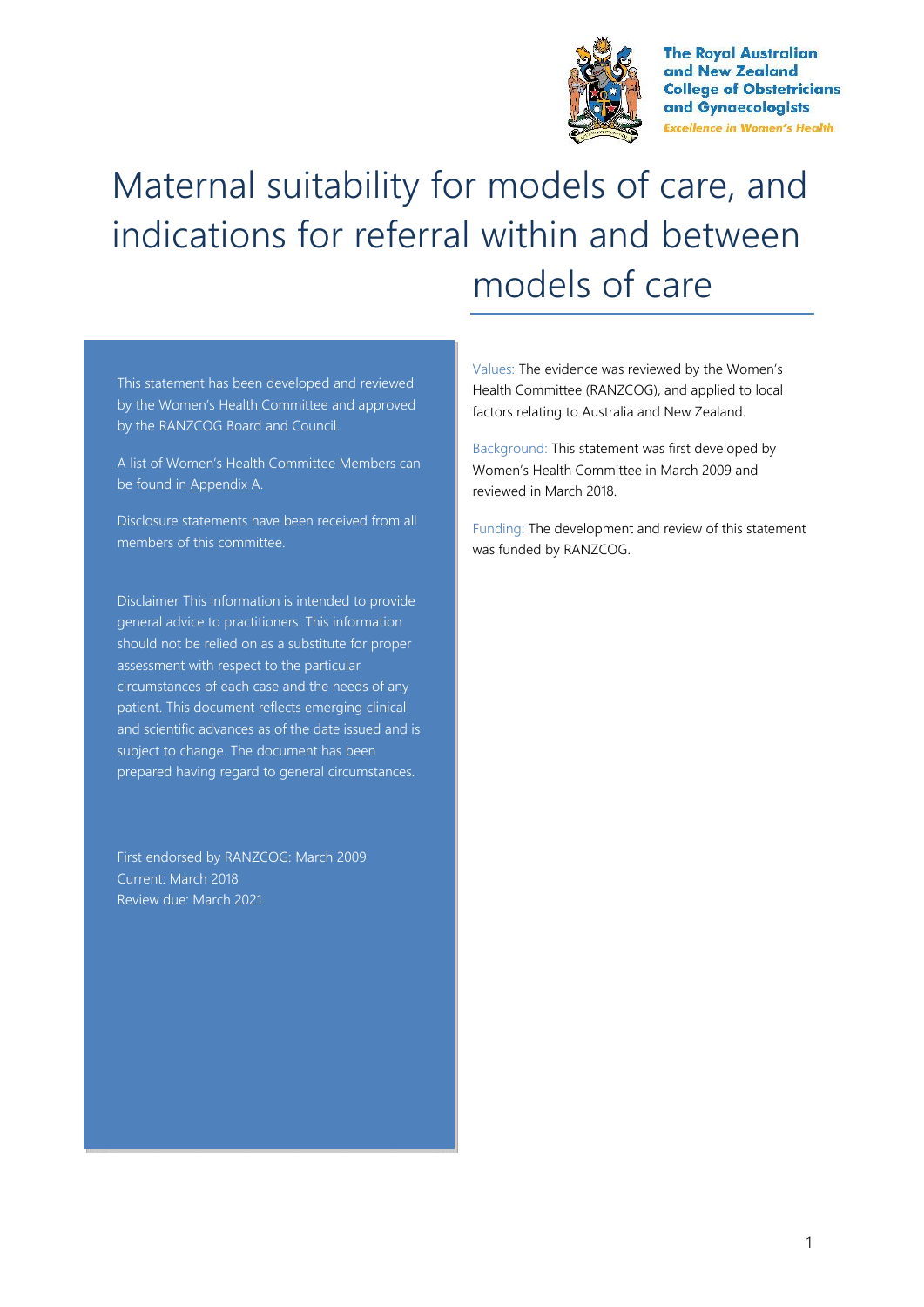The Royal Australian and New Zealand College of Obstetricians and Gynaecologists
*Excellence in Women's Health*

# Maternal suitability for models of care, and indications for referral within and between models of care

This statement has been developed and reviewed by the Women's Health Committee and approved by the RANZCOG Board and Council.

A list of Women's Health Committee Members can be found in Appendix A.

Disclosure statements have been received from all members of this committee.

Disclaimer This information is intended to provide general advice to practitioners. This information should not be relied on as a substitute for proper assessment with respect to the particular circumstances of each case and the needs of any patient. This document reflects emerging clinical and scientific advances as of the date issued and is subject to change. The document has been prepared having regard to general circumstances.

First endorsed by RANZCOG: March 2009
Current: March 2018
Review due: March 2021

Values: The evidence was reviewed by the Women's Health Committee (RANZCOG), and applied to local factors relating to Australia and New Zealand.

Background: This statement was first developed by Women's Health Committee in March 2009 and reviewed in March 2018.

Funding: The development and review of this statement was funded by RANZCOG.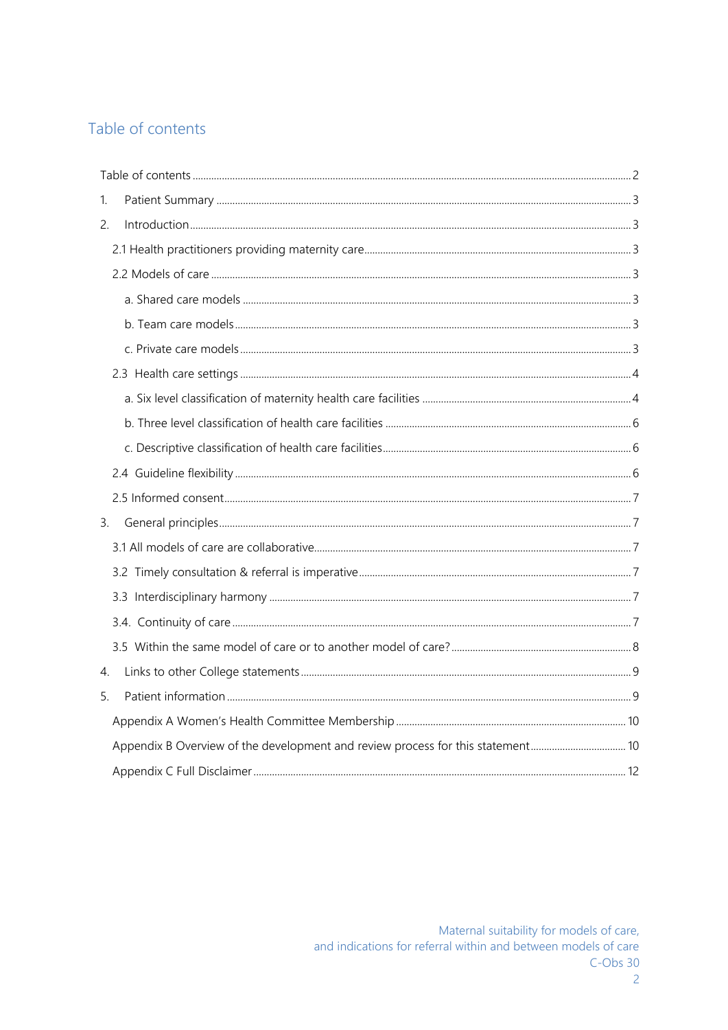# Table of contents

Table of contents ..... 2

1. Patient Summary ..... 3
2. Introduction ..... 3

   2.1 Health practitioners providing maternity care ..... 3

   2.2 Models of care ..... 3

   - a. Shared care models ..... 3
   - b. Team care models ..... 3
   - c. Private care models ..... 3

   2.3 Health care settings ..... 4

   - a. Six level classification of maternity health care facilities ..... 4
   - b. Three level classification of health care facilities ..... 6
   - c. Descriptive classification of health care facilities ..... 6

   2.4 Guideline flexibility ..... 6

   2.5 Informed consent ..... 7

3. General principles ..... 7

   3.1 All models of care are collaborative ..... 7

   3.2 Timely consultation & referral is imperative ..... 7

   3.3 Interdisciplinary harmony ..... 7

   3.4. Continuity of care ..... 7

   3.5 Within the same model of care or to another model of care? ..... 8

4. Links to other College statements ..... 9
5. Patient information ..... 9

   Appendix A Women's Health Committee Membership ..... 10

   Appendix B Overview of the development and review process for this statement ..... 10

   Appendix C Full Disclaimer ..... 12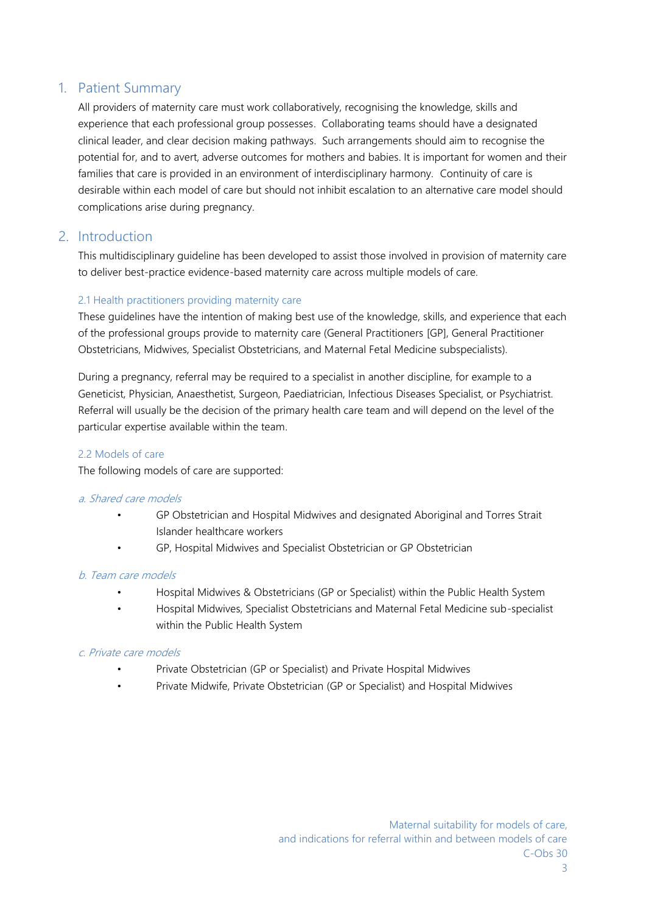## 1. Patient Summary

All providers of maternity care must work collaboratively, recognising the knowledge, skills and experience that each professional group possesses. Collaborating teams should have a designated clinical leader, and clear decision making pathways. Such arrangements should aim to recognise the potential for, and to avert, adverse outcomes for mothers and babies. It is important for women and their families that care is provided in an environment of interdisciplinary harmony. Continuity of care is desirable within each model of care but should not inhibit escalation to an alternative care model should complications arise during pregnancy.

## 2. Introduction

This multidisciplinary guideline has been developed to assist those involved in provision of maternity care to deliver best-practice evidence-based maternity care across multiple models of care.

### 2.1 Health practitioners providing maternity care

These guidelines have the intention of making best use of the knowledge, skills, and experience that each of the professional groups provide to maternity care (General Practitioners [GP], General Practitioner Obstetricians, Midwives, Specialist Obstetricians, and Maternal Fetal Medicine subspecialists).

During a pregnancy, referral may be required to a specialist in another discipline, for example to a Geneticist, Physician, Anaesthetist, Surgeon, Paediatrician, Infectious Diseases Specialist, or Psychiatrist. Referral will usually be the decision of the primary health care team and will depend on the level of the particular expertise available within the team.

### 2.2 Models of care

The following models of care are supported:

#### *a. Shared care models*

- GP Obstetrician and Hospital Midwives and designated Aboriginal and Torres Strait Islander healthcare workers
- GP, Hospital Midwives and Specialist Obstetrician or GP Obstetrician

#### *b. Team care models*

- Hospital Midwives & Obstetricians (GP or Specialist) within the Public Health System
- Hospital Midwives, Specialist Obstetricians and Maternal Fetal Medicine sub-specialist within the Public Health System

#### *c. Private care models*

- Private Obstetrician (GP or Specialist) and Private Hospital Midwives
- Private Midwife, Private Obstetrician (GP or Specialist) and Hospital Midwives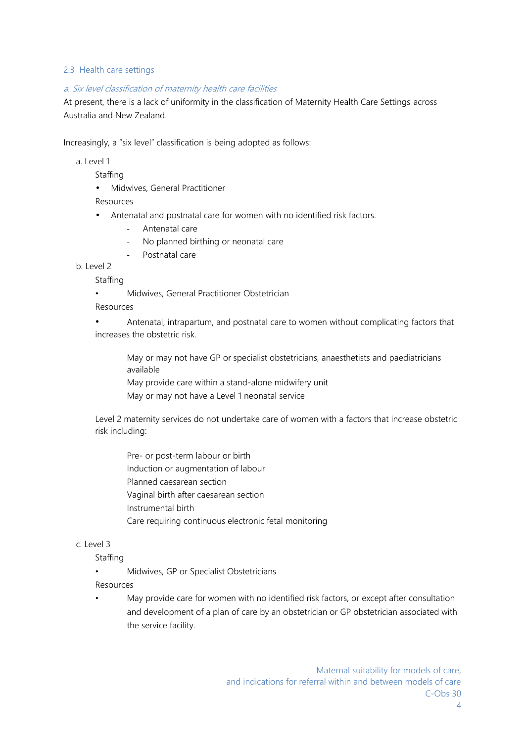### 2.3 Health care settings

#### *a. Six level classification of maternity health care facilities*

At present, there is a lack of uniformity in the classification of Maternity Health Care Settings across Australia and New Zealand.

Increasingly, a "six level" classification is being adopted as follows:

a. Level 1

Staffing

- Midwives, General Practitioner

Resources

- Antenatal and postnatal care for women with no identified risk factors.
  - Antenatal care
  - No planned birthing or neonatal care
  - Postnatal care

b. Level 2

Staffing

- Midwives, General Practitioner Obstetrician

Resources

- Antenatal, intrapartum, and postnatal care to women without complicating factors that increases the obstetric risk.

  May or may not have GP or specialist obstetricians, anaesthetists and paediatricians available

  May provide care within a stand-alone midwifery unit

  May or may not have a Level 1 neonatal service

Level 2 maternity services do not undertake care of women with a factors that increase obstetric risk including:

  Pre- or post-term labour or birth
  Induction or augmentation of labour
  Planned caesarean section
  Vaginal birth after caesarean section
  Instrumental birth
  Care requiring continuous electronic fetal monitoring

c. Level 3

Staffing

- Midwives, GP or Specialist Obstetricians

Resources

- May provide care for women with no identified risk factors, or except after consultation and development of a plan of care by an obstetrician or GP obstetrician associated with the service facility.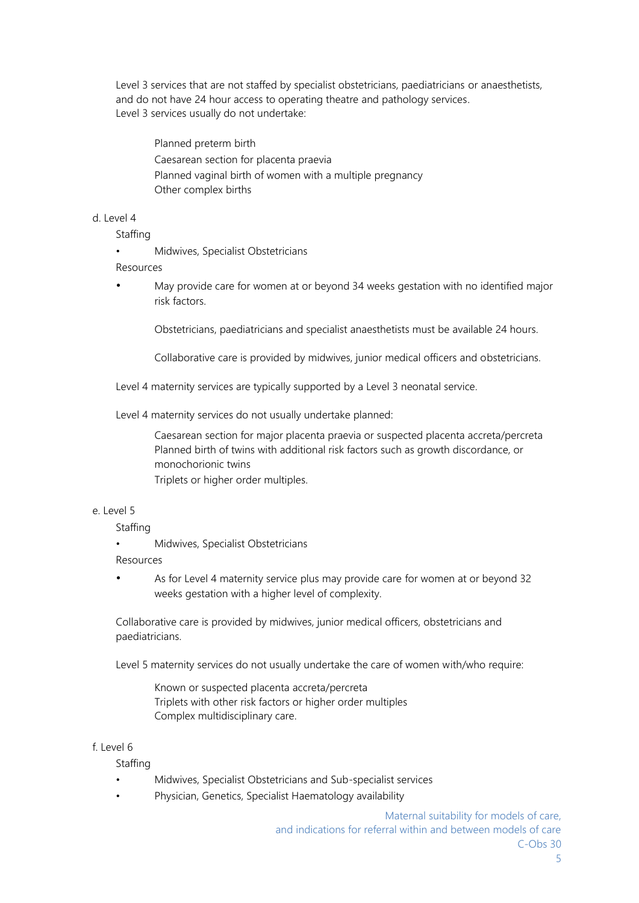Level 3 services that are not staffed by specialist obstetricians, paediatricians or anaesthetists, and do not have 24 hour access to operating theatre and pathology services.
Level 3 services usually do not undertake:

Planned preterm birth
Caesarean section for placenta praevia
Planned vaginal birth of women with a multiple pregnancy
Other complex births

d. Level 4

Staffing

- Midwives, Specialist Obstetricians

Resources

- May provide care for women at or beyond 34 weeks gestation with no identified major risk factors.

  Obstetricians, paediatricians and specialist anaesthetists must be available 24 hours.

  Collaborative care is provided by midwives, junior medical officers and obstetricians.

Level 4 maternity services are typically supported by a Level 3 neonatal service.

Level 4 maternity services do not usually undertake planned:

Caesarean section for major placenta praevia or suspected placenta accreta/percreta
Planned birth of twins with additional risk factors such as growth discordance, or monochorionic twins
Triplets or higher order multiples.

e. Level 5

Staffing

- Midwives, Specialist Obstetricians

Resources

- As for Level 4 maternity service plus may provide care for women at or beyond 32 weeks gestation with a higher level of complexity.

Collaborative care is provided by midwives, junior medical officers, obstetricians and paediatricians.

Level 5 maternity services do not usually undertake the care of women with/who require:

Known or suspected placenta accreta/percreta
Triplets with other risk factors or higher order multiples
Complex multidisciplinary care.

f. Level 6

Staffing

- Midwives, Specialist Obstetricians and Sub-specialist services
- Physician, Genetics, Specialist Haematology availability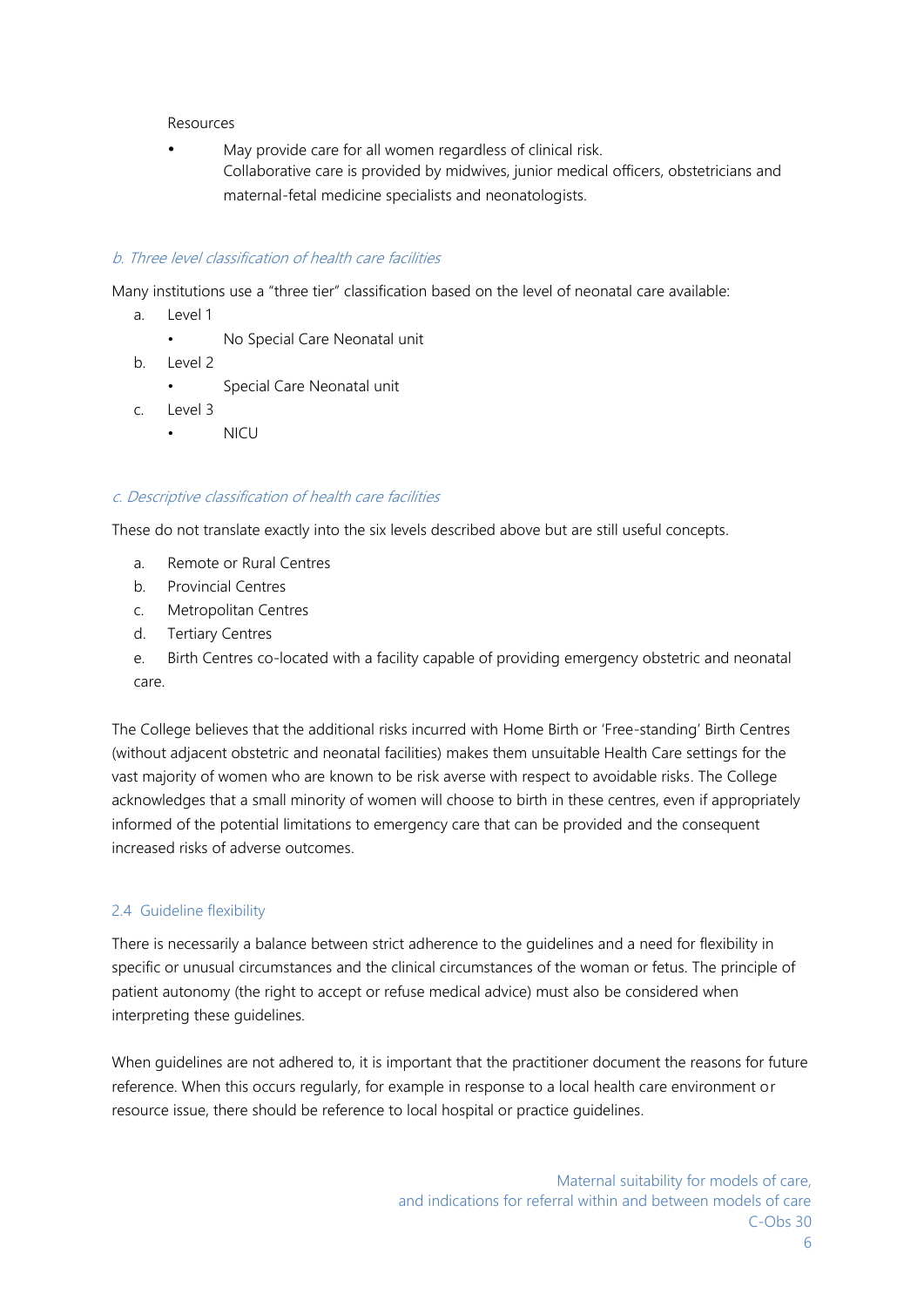Resources

- May provide care for all women regardless of clinical risk.
  Collaborative care is provided by midwives, junior medical officers, obstetricians and maternal-fetal medicine specialists and neonatologists.

### *b. Three level classification of health care facilities*

Many institutions use a "three tier" classification based on the level of neonatal care available:

a. Level 1
   - No Special Care Neonatal unit

b. Level 2
   - Special Care Neonatal unit

c. Level 3
   - NICU

### *c. Descriptive classification of health care facilities*

These do not translate exactly into the six levels described above but are still useful concepts.

a. Remote or Rural Centres

b. Provincial Centres

c. Metropolitan Centres

d. Tertiary Centres

e. Birth Centres co-located with a facility capable of providing emergency obstetric and neonatal care.

The College believes that the additional risks incurred with Home Birth or 'Free-standing' Birth Centres (without adjacent obstetric and neonatal facilities) makes them unsuitable Health Care settings for the vast majority of women who are known to be risk averse with respect to avoidable risks. The College acknowledges that a small minority of women will choose to birth in these centres, even if appropriately informed of the potential limitations to emergency care that can be provided and the consequent increased risks of adverse outcomes.

## 2.4 Guideline flexibility

There is necessarily a balance between strict adherence to the guidelines and a need for flexibility in specific or unusual circumstances and the clinical circumstances of the woman or fetus. The principle of patient autonomy (the right to accept or refuse medical advice) must also be considered when interpreting these guidelines.

When guidelines are not adhered to, it is important that the practitioner document the reasons for future reference. When this occurs regularly, for example in response to a local health care environment or resource issue, there should be reference to local hospital or practice guidelines.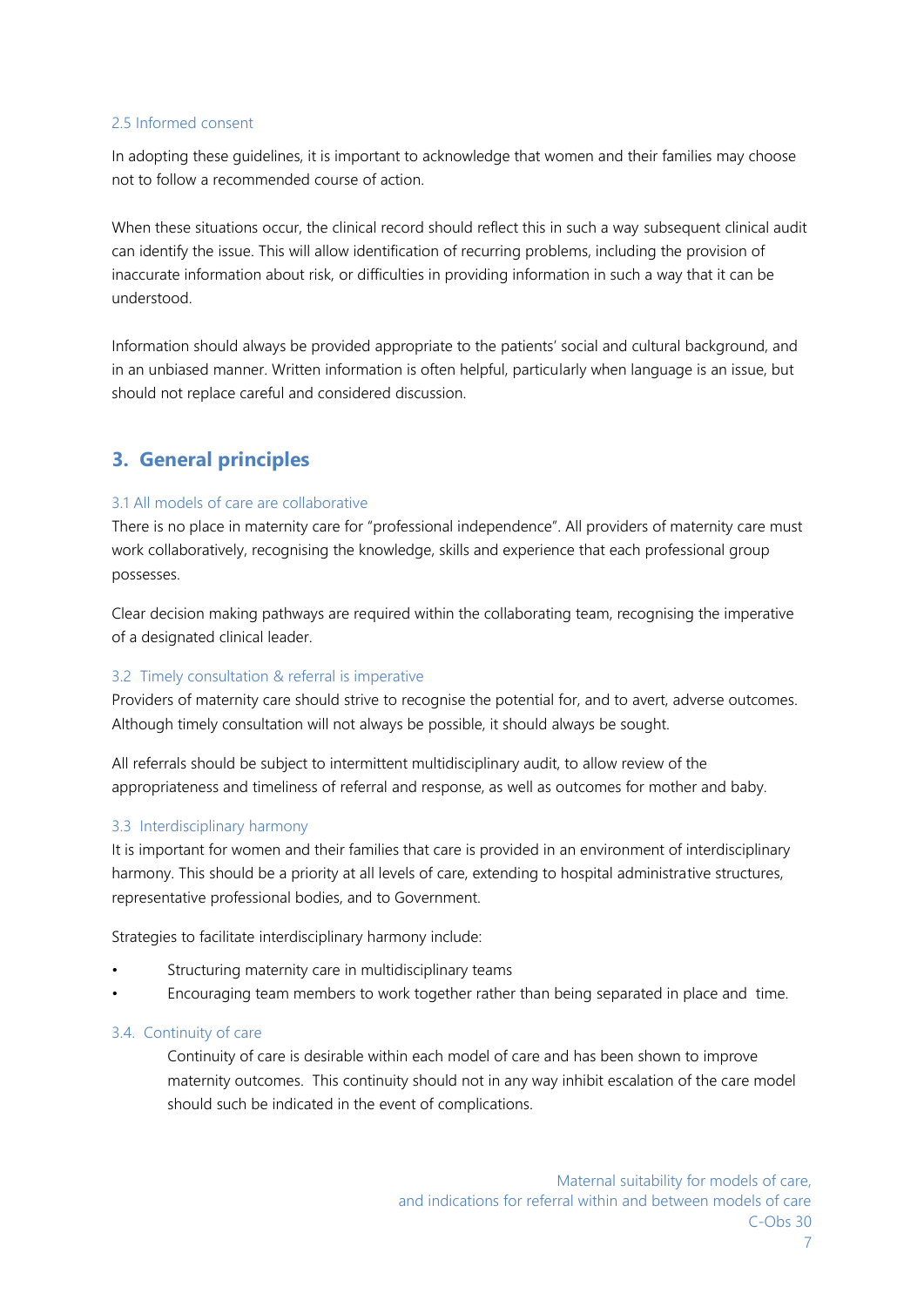### 2.5 Informed consent

In adopting these guidelines, it is important to acknowledge that women and their families may choose not to follow a recommended course of action.

When these situations occur, the clinical record should reflect this in such a way subsequent clinical audit can identify the issue. This will allow identification of recurring problems, including the provision of inaccurate information about risk, or difficulties in providing information in such a way that it can be understood.

Information should always be provided appropriate to the patients' social and cultural background, and in an unbiased manner. Written information is often helpful, particularly when language is an issue, but should not replace careful and considered discussion.

## 3. General principles

### 3.1 All models of care are collaborative

There is no place in maternity care for "professional independence". All providers of maternity care must work collaboratively, recognising the knowledge, skills and experience that each professional group possesses.

Clear decision making pathways are required within the collaborating team, recognising the imperative of a designated clinical leader.

### 3.2 Timely consultation & referral is imperative

Providers of maternity care should strive to recognise the potential for, and to avert, adverse outcomes. Although timely consultation will not always be possible, it should always be sought.

All referrals should be subject to intermittent multidisciplinary audit, to allow review of the appropriateness and timeliness of referral and response, as well as outcomes for mother and baby.

### 3.3 Interdisciplinary harmony

It is important for women and their families that care is provided in an environment of interdisciplinary harmony. This should be a priority at all levels of care, extending to hospital administrative structures, representative professional bodies, and to Government.

Strategies to facilitate interdisciplinary harmony include:

- Structuring maternity care in multidisciplinary teams
- Encouraging team members to work together rather than being separated in place and time.

### 3.4. Continuity of care

Continuity of care is desirable within each model of care and has been shown to improve maternity outcomes. This continuity should not in any way inhibit escalation of the care model should such be indicated in the event of complications.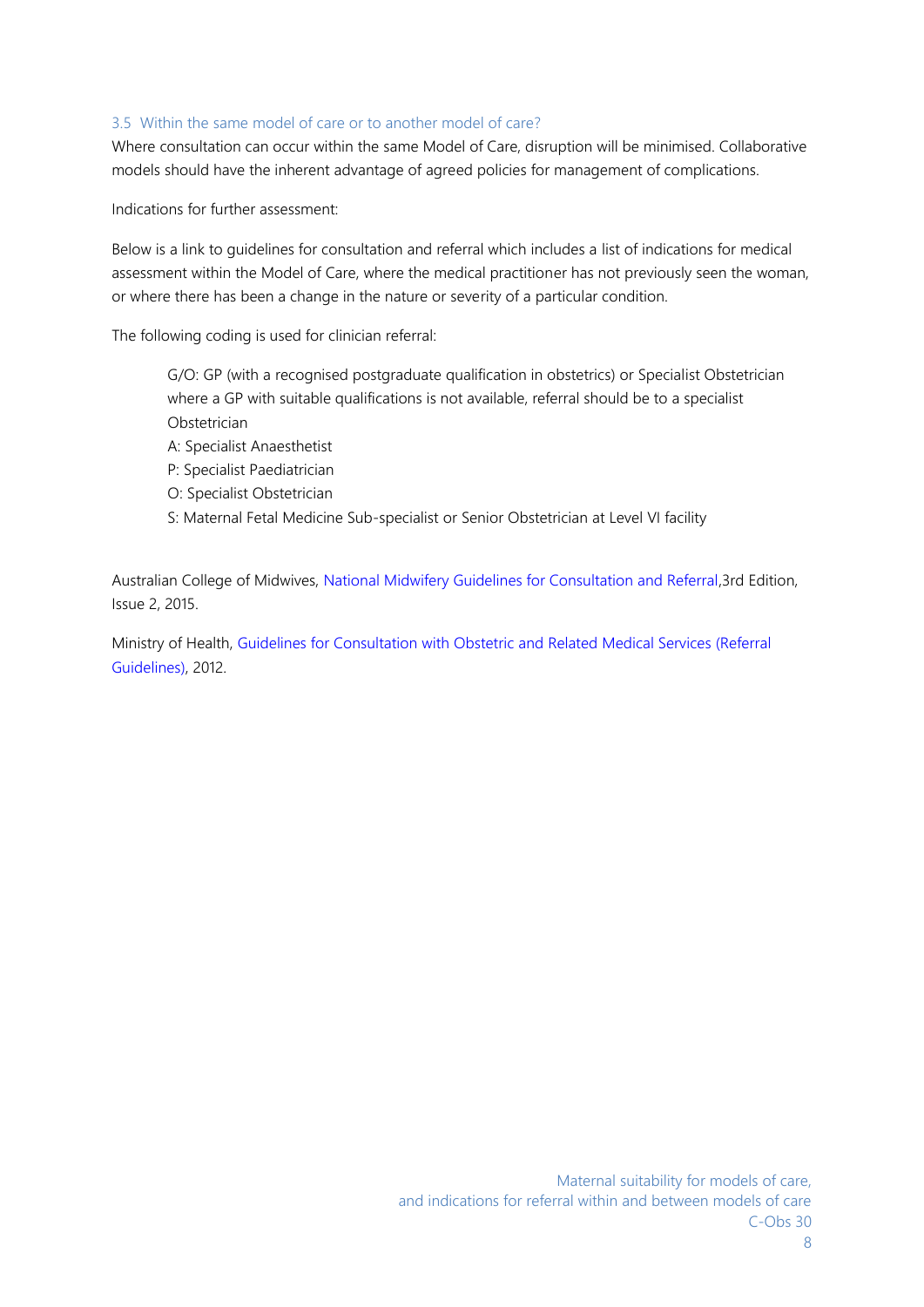### 3.5 Within the same model of care or to another model of care?

Where consultation can occur within the same Model of Care, disruption will be minimised. Collaborative models should have the inherent advantage of agreed policies for management of complications.

Indications for further assessment:

Below is a link to guidelines for consultation and referral which includes a list of indications for medical assessment within the Model of Care, where the medical practitioner has not previously seen the woman, or where there has been a change in the nature or severity of a particular condition.

The following coding is used for clinician referral:

> G/O: GP (with a recognised postgraduate qualification in obstetrics) or Specialist Obstetrician where a GP with suitable qualifications is not available, referral should be to a specialist Obstetrician
> A: Specialist Anaesthetist
> P: Specialist Paediatrician
> O: Specialist Obstetrician
> S: Maternal Fetal Medicine Sub-specialist or Senior Obstetrician at Level VI facility

Australian College of Midwives, National Midwifery Guidelines for Consultation and Referral,3rd Edition, Issue 2, 2015.

Ministry of Health, Guidelines for Consultation with Obstetric and Related Medical Services (Referral Guidelines), 2012.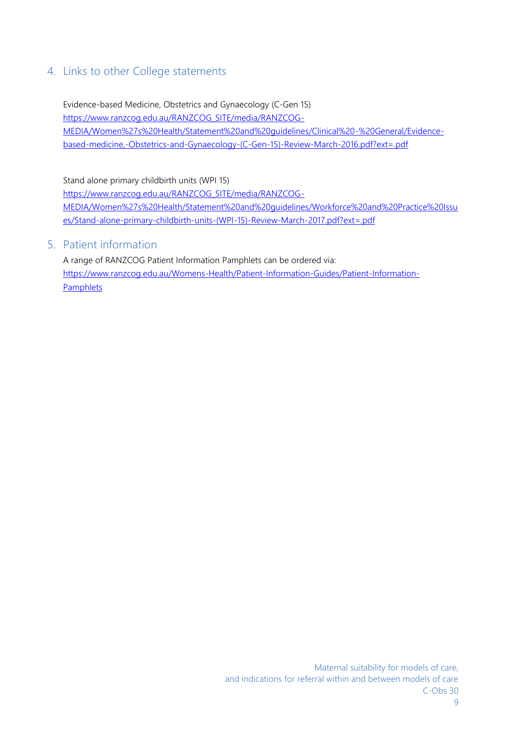## 4. Links to other College statements

Evidence-based Medicine, Obstetrics and Gynaecology (C-Gen 15)
https://www.ranzcog.edu.au/RANZCOG_SITE/media/RANZCOG-MEDIA/Women%27s%20Health/Statement%20and%20guidelines/Clinical%20-%20General/Evidence-based-medicine,-Obstetrics-and-Gynaecology-(C-Gen-15)-Review-March-2016.pdf?ext=.pdf

Stand alone primary childbirth units (WPI 15)
https://www.ranzcog.edu.au/RANZCOG_SITE/media/RANZCOG-MEDIA/Women%27s%20Health/Statement%20and%20guidelines/Workforce%20and%20Practice%20Issues/Stand-alone-primary-childbirth-units-(WPI-15)-Review-March-2017.pdf?ext=.pdf

## 5. Patient information

A range of RANZCOG Patient Information Pamphlets can be ordered via:
https://www.ranzcog.edu.au/Womens-Health/Patient-Information-Guides/Patient-Information-Pamphlets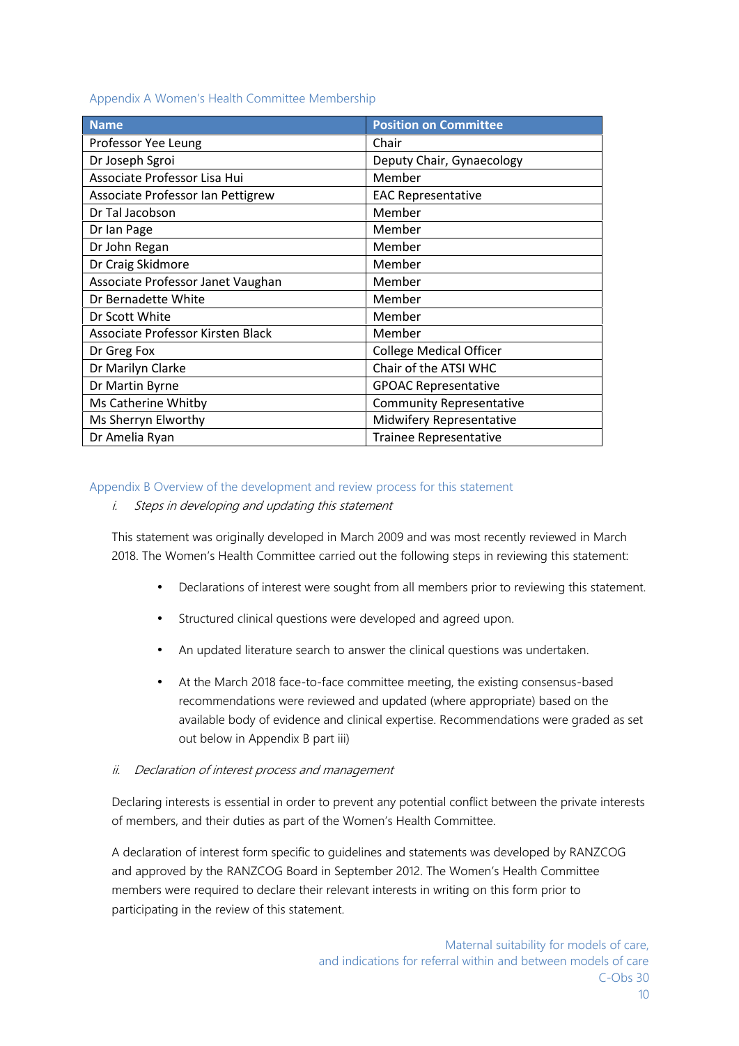## Appendix A Women's Health Committee Membership

| Name | Position on Committee |
|---|---|
| Professor Yee Leung | Chair |
| Dr Joseph Sgroi | Deputy Chair, Gynaecology |
| Associate Professor Lisa Hui | Member |
| Associate Professor Ian Pettigrew | EAC Representative |
| Dr Tal Jacobson | Member |
| Dr Ian Page | Member |
| Dr John Regan | Member |
| Dr Craig Skidmore | Member |
| Associate Professor Janet Vaughan | Member |
| Dr Bernadette White | Member |
| Dr Scott White | Member |
| Associate Professor Kirsten Black | Member |
| Dr Greg Fox | College Medical Officer |
| Dr Marilyn Clarke | Chair of the ATSI WHC |
| Dr Martin Byrne | GPOAC Representative |
| Ms Catherine Whitby | Community Representative |
| Ms Sherryn Elworthy | Midwifery Representative |
| Dr Amelia Ryan | Trainee Representative |

## Appendix B Overview of the development and review process for this statement

### *i. Steps in developing and updating this statement*

This statement was originally developed in March 2009 and was most recently reviewed in March 2018. The Women's Health Committee carried out the following steps in reviewing this statement:

- Declarations of interest were sought from all members prior to reviewing this statement.
- Structured clinical questions were developed and agreed upon.
- An updated literature search to answer the clinical questions was undertaken.
- At the March 2018 face-to-face committee meeting, the existing consensus-based recommendations were reviewed and updated (where appropriate) based on the available body of evidence and clinical expertise. Recommendations were graded as set out below in Appendix B part iii)

### *ii. Declaration of interest process and management*

Declaring interests is essential in order to prevent any potential conflict between the private interests of members, and their duties as part of the Women's Health Committee.

A declaration of interest form specific to guidelines and statements was developed by RANZCOG and approved by the RANZCOG Board in September 2012. The Women's Health Committee members were required to declare their relevant interests in writing on this form prior to participating in the review of this statement.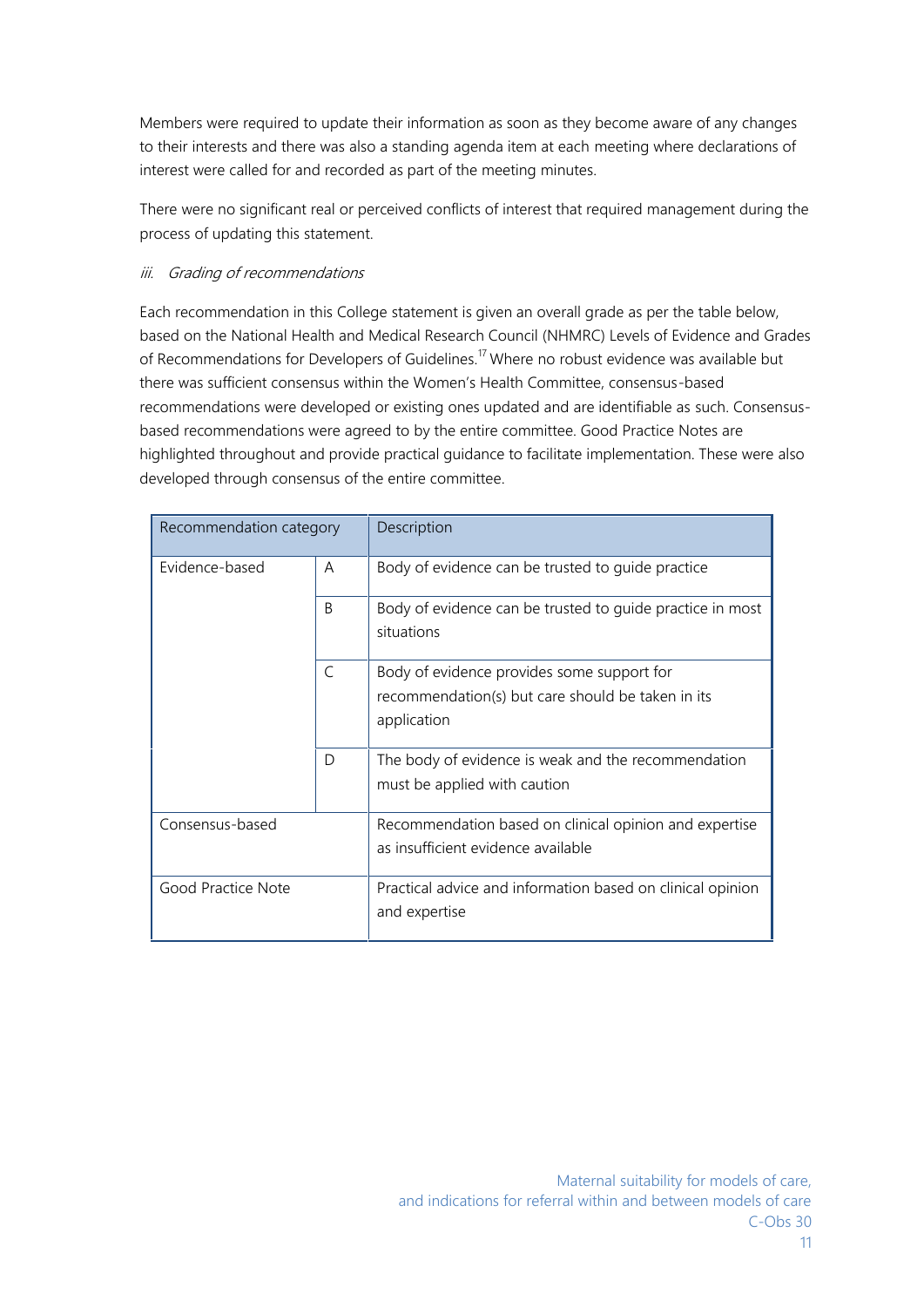Members were required to update their information as soon as they become aware of any changes to their interests and there was also a standing agenda item at each meeting where declarations of interest were called for and recorded as part of the meeting minutes.

There were no significant real or perceived conflicts of interest that required management during the process of updating this statement.

### *iii. Grading of recommendations*

Each recommendation in this College statement is given an overall grade as per the table below, based on the National Health and Medical Research Council (NHMRC) Levels of Evidence and Grades of Recommendations for Developers of Guidelines.[17] Where no robust evidence was available but there was sufficient consensus within the Women's Health Committee, consensus-based recommendations were developed or existing ones updated and are identifiable as such. Consensus-based recommendations were agreed to by the entire committee. Good Practice Notes are highlighted throughout and provide practical guidance to facilitate implementation. These were also developed through consensus of the entire committee.

| Recommendation category | | Description |
|---|---|---|
| Evidence-based | A | Body of evidence can be trusted to guide practice |
| | B | Body of evidence can be trusted to guide practice in most situations |
| | C | Body of evidence provides some support for recommendation(s) but care should be taken in its application |
| | D | The body of evidence is weak and the recommendation must be applied with caution |
| Consensus-based | | Recommendation based on clinical opinion and expertise as insufficient evidence available |
| Good Practice Note | | Practical advice and information based on clinical opinion and expertise |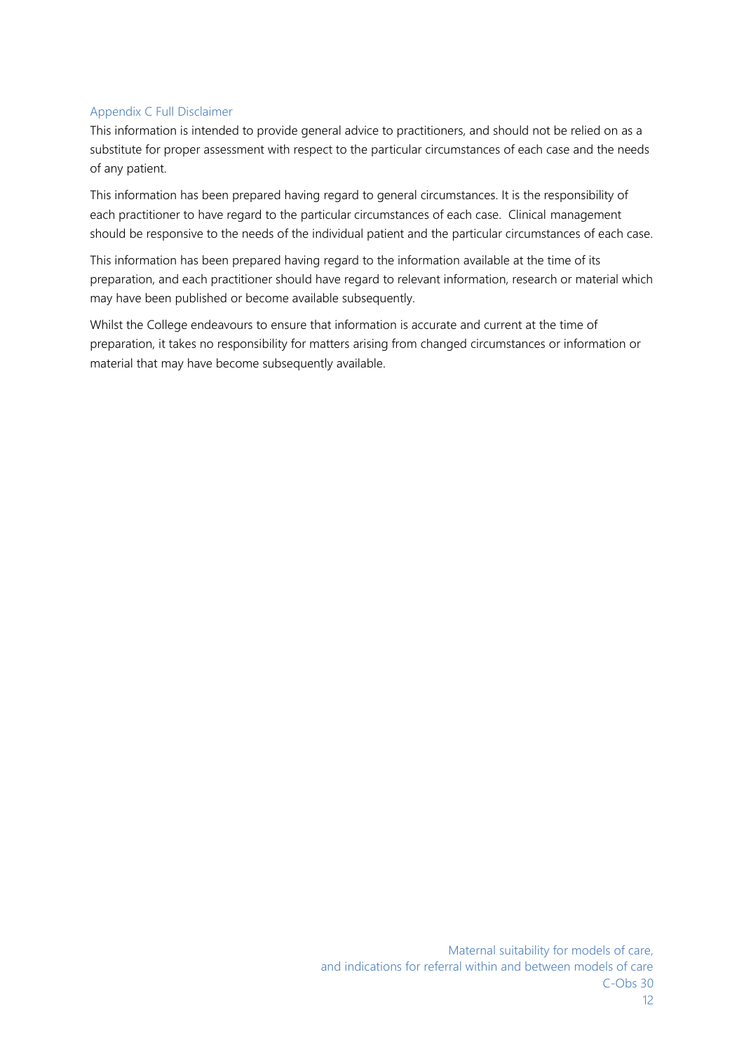## Appendix C Full Disclaimer

This information is intended to provide general advice to practitioners, and should not be relied on as a substitute for proper assessment with respect to the particular circumstances of each case and the needs of any patient.

This information has been prepared having regard to general circumstances. It is the responsibility of each practitioner to have regard to the particular circumstances of each case. Clinical management should be responsive to the needs of the individual patient and the particular circumstances of each case.

This information has been prepared having regard to the information available at the time of its preparation, and each practitioner should have regard to relevant information, research or material which may have been published or become available subsequently.

Whilst the College endeavours to ensure that information is accurate and current at the time of preparation, it takes no responsibility for matters arising from changed circumstances or information or material that may have become subsequently available.